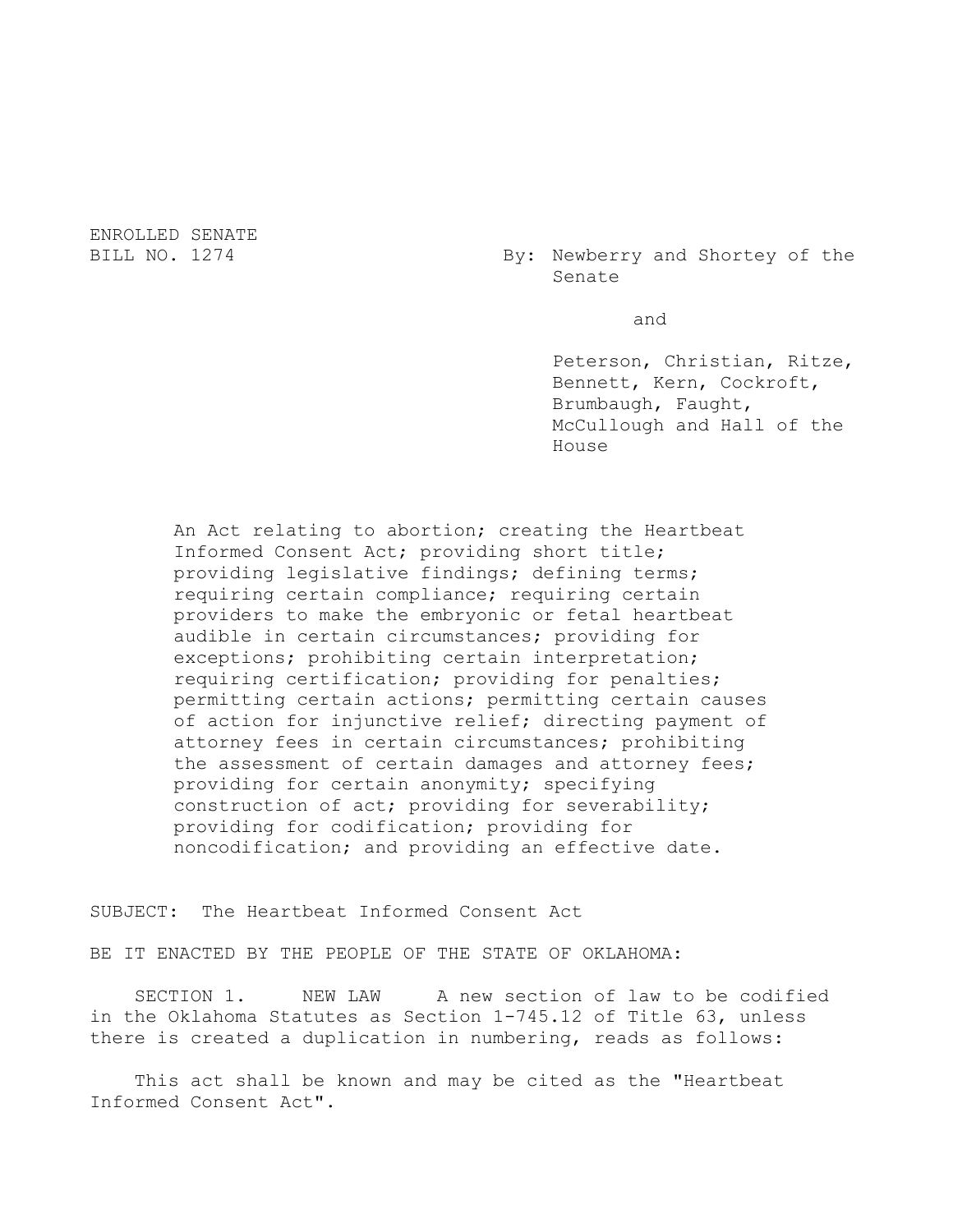ENROLLED SENATE
BILL NO. 1274

By: Newberry and Shortey of the Senate

and

Peterson, Christian, Ritze, Bennett, Kern, Cockroft, Brumbaugh, Faught, McCullough and Hall of the House

An Act relating to abortion; creating the Heartbeat Informed Consent Act; providing short title; providing legislative findings; defining terms; requiring certain compliance; requiring certain providers to make the embryonic or fetal heartbeat audible in certain circumstances; providing for exceptions; prohibiting certain interpretation; requiring certification; providing for penalties; permitting certain actions; permitting certain causes of action for injunctive relief; directing payment of attorney fees in certain circumstances; prohibiting the assessment of certain damages and attorney fees; providing for certain anonymity; specifying construction of act; providing for severability; providing for codification; providing for noncodification; and providing an effective date.

SUBJECT: The Heartbeat Informed Consent Act

BE IT ENACTED BY THE PEOPLE OF THE STATE OF OKLAHOMA:

SECTION 1. NEW LAW A new section of law to be codified in the Oklahoma Statutes as Section 1-745.12 of Title 63, unless there is created a duplication in numbering, reads as follows:

This act shall be known and may be cited as the "Heartbeat Informed Consent Act".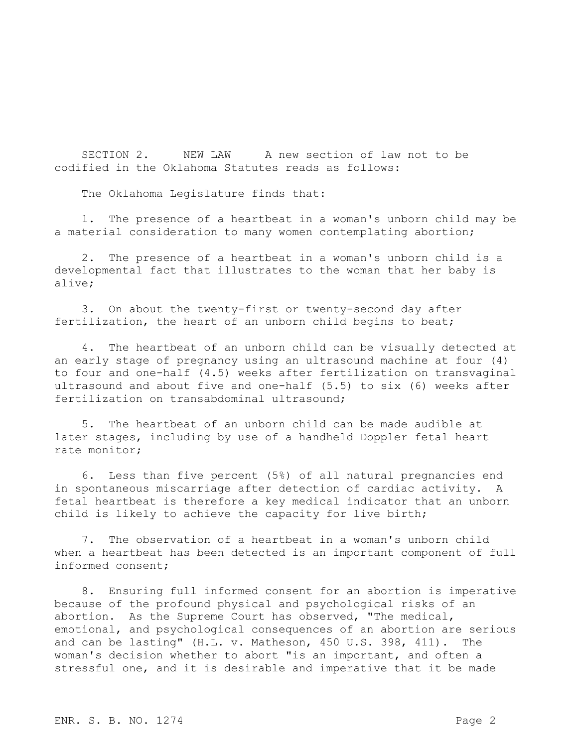SECTION 2. NEW LAW A new section of law not to be codified in the Oklahoma Statutes reads as follows:

The Oklahoma Legislature finds that:

1. The presence of a heartbeat in a woman's unborn child may be a material consideration to many women contemplating abortion;

2. The presence of a heartbeat in a woman's unborn child is a developmental fact that illustrates to the woman that her baby is alive;

3. On about the twenty-first or twenty-second day after fertilization, the heart of an unborn child begins to beat;

4. The heartbeat of an unborn child can be visually detected at an early stage of pregnancy using an ultrasound machine at four (4) to four and one-half (4.5) weeks after fertilization on transvaginal ultrasound and about five and one-half (5.5) to six (6) weeks after fertilization on transabdominal ultrasound;

5. The heartbeat of an unborn child can be made audible at later stages, including by use of a handheld Doppler fetal heart rate monitor;

6. Less than five percent (5%) of all natural pregnancies end in spontaneous miscarriage after detection of cardiac activity. A fetal heartbeat is therefore a key medical indicator that an unborn child is likely to achieve the capacity for live birth;

7. The observation of a heartbeat in a woman's unborn child when a heartbeat has been detected is an important component of full informed consent;

8. Ensuring full informed consent for an abortion is imperative because of the profound physical and psychological risks of an abortion. As the Supreme Court has observed, "The medical, emotional, and psychological consequences of an abortion are serious and can be lasting" (H.L. v. Matheson, 450 U.S. 398, 411). The woman's decision whether to abort "is an important, and often a stressful one, and it is desirable and imperative that it be made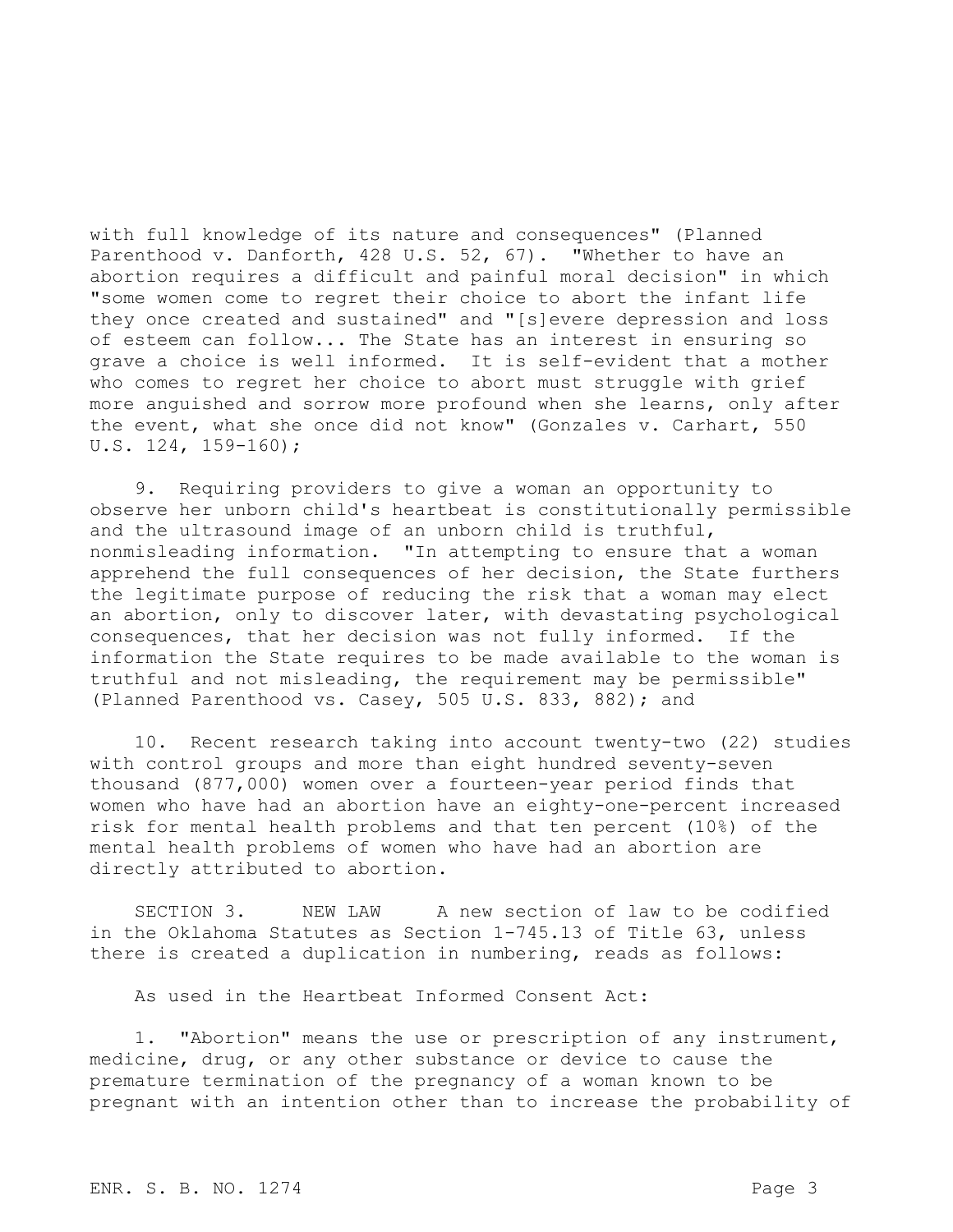with full knowledge of its nature and consequences" (Planned Parenthood v. Danforth, 428 U.S. 52, 67). "Whether to have an abortion requires a difficult and painful moral decision" in which "some women come to regret their choice to abort the infant life they once created and sustained" and "[s]evere depression and loss of esteem can follow... The State has an interest in ensuring so grave a choice is well informed. It is self-evident that a mother who comes to regret her choice to abort must struggle with grief more anguished and sorrow more profound when she learns, only after the event, what she once did not know" (Gonzales v. Carhart, 550 U.S. 124, 159-160);

9. Requiring providers to give a woman an opportunity to observe her unborn child's heartbeat is constitutionally permissible and the ultrasound image of an unborn child is truthful, nonmisleading information. "In attempting to ensure that a woman apprehend the full consequences of her decision, the State furthers the legitimate purpose of reducing the risk that a woman may elect an abortion, only to discover later, with devastating psychological consequences, that her decision was not fully informed. If the information the State requires to be made available to the woman is truthful and not misleading, the requirement may be permissible" (Planned Parenthood vs. Casey, 505 U.S. 833, 882); and

10. Recent research taking into account twenty-two (22) studies with control groups and more than eight hundred seventy-seven thousand (877,000) women over a fourteen-year period finds that women who have had an abortion have an eighty-one-percent increased risk for mental health problems and that ten percent (10%) of the mental health problems of women who have had an abortion are directly attributed to abortion.

SECTION 3. NEW LAW A new section of law to be codified in the Oklahoma Statutes as Section 1-745.13 of Title 63, unless there is created a duplication in numbering, reads as follows:

As used in the Heartbeat Informed Consent Act:

1. "Abortion" means the use or prescription of any instrument, medicine, drug, or any other substance or device to cause the premature termination of the pregnancy of a woman known to be pregnant with an intention other than to increase the probability of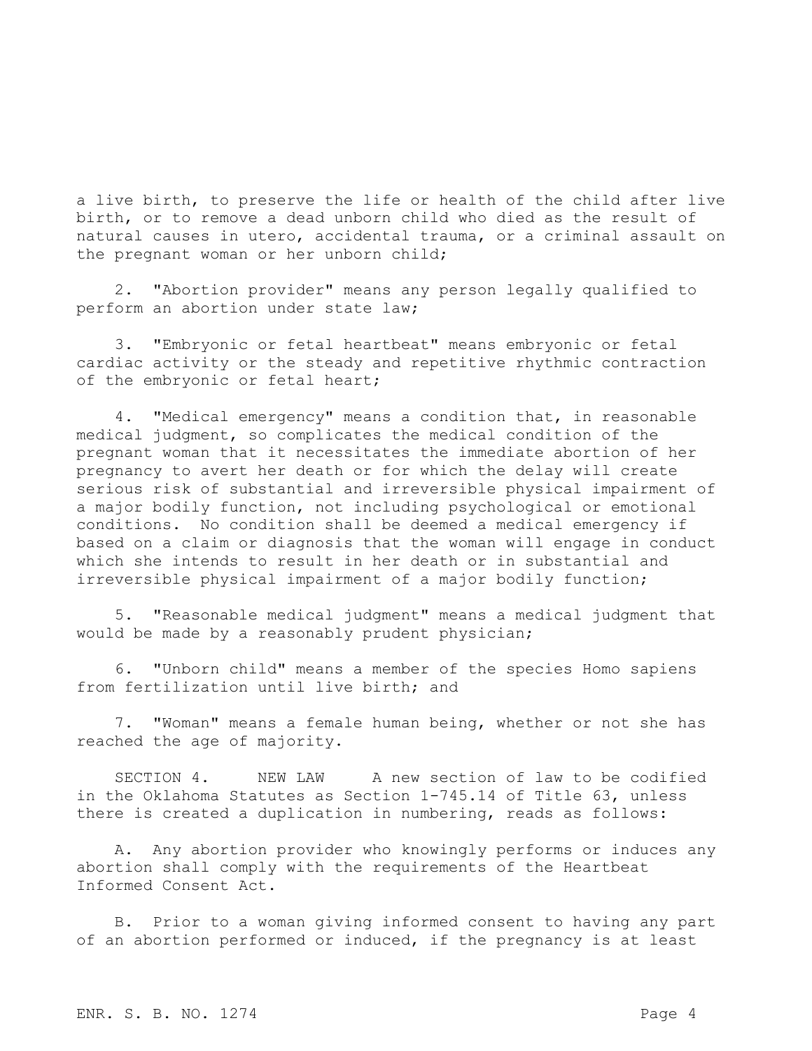a live birth, to preserve the life or health of the child after live birth, or to remove a dead unborn child who died as the result of natural causes in utero, accidental trauma, or a criminal assault on the pregnant woman or her unborn child;

2. "Abortion provider" means any person legally qualified to perform an abortion under state law;

3. "Embryonic or fetal heartbeat" means embryonic or fetal cardiac activity or the steady and repetitive rhythmic contraction of the embryonic or fetal heart;

4. "Medical emergency" means a condition that, in reasonable medical judgment, so complicates the medical condition of the pregnant woman that it necessitates the immediate abortion of her pregnancy to avert her death or for which the delay will create serious risk of substantial and irreversible physical impairment of a major bodily function, not including psychological or emotional conditions. No condition shall be deemed a medical emergency if based on a claim or diagnosis that the woman will engage in conduct which she intends to result in her death or in substantial and irreversible physical impairment of a major bodily function;

5. "Reasonable medical judgment" means a medical judgment that would be made by a reasonably prudent physician;

6. "Unborn child" means a member of the species Homo sapiens from fertilization until live birth; and

7. "Woman" means a female human being, whether or not she has reached the age of majority.

SECTION 4. NEW LAW A new section of law to be codified in the Oklahoma Statutes as Section 1-745.14 of Title 63, unless there is created a duplication in numbering, reads as follows:

A. Any abortion provider who knowingly performs or induces any abortion shall comply with the requirements of the Heartbeat Informed Consent Act.

B. Prior to a woman giving informed consent to having any part of an abortion performed or induced, if the pregnancy is at least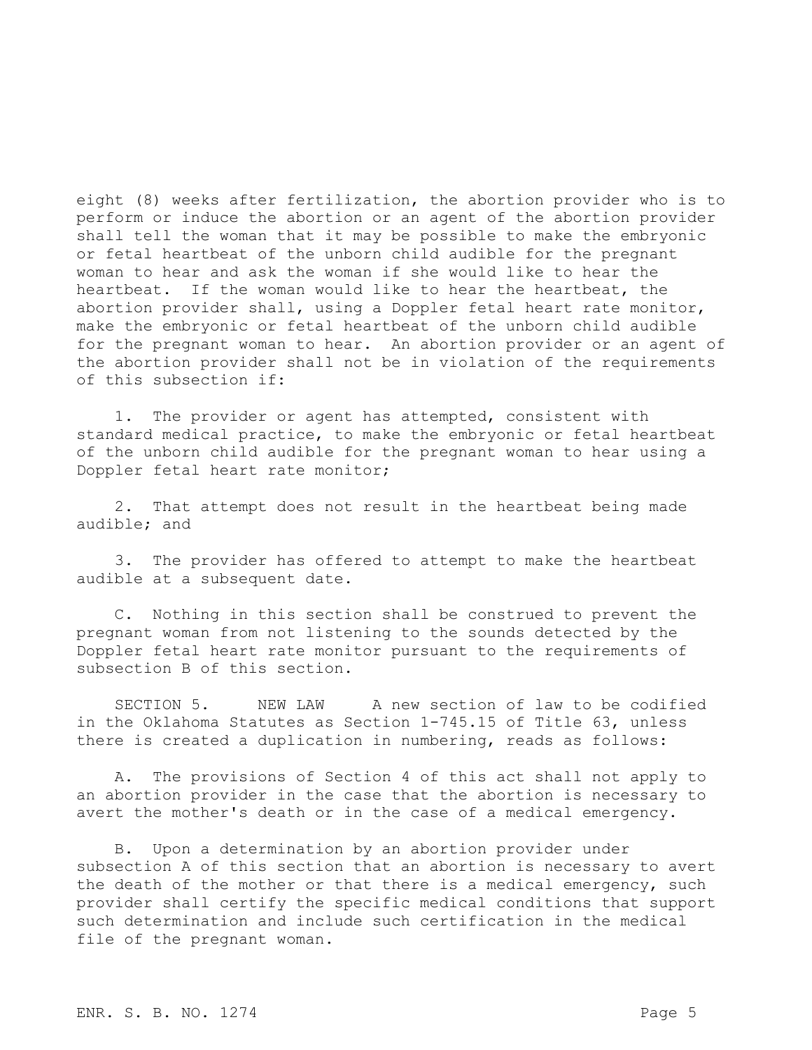eight (8) weeks after fertilization, the abortion provider who is to perform or induce the abortion or an agent of the abortion provider shall tell the woman that it may be possible to make the embryonic or fetal heartbeat of the unborn child audible for the pregnant woman to hear and ask the woman if she would like to hear the heartbeat. If the woman would like to hear the heartbeat, the abortion provider shall, using a Doppler fetal heart rate monitor, make the embryonic or fetal heartbeat of the unborn child audible for the pregnant woman to hear. An abortion provider or an agent of the abortion provider shall not be in violation of the requirements of this subsection if:

1. The provider or agent has attempted, consistent with standard medical practice, to make the embryonic or fetal heartbeat of the unborn child audible for the pregnant woman to hear using a Doppler fetal heart rate monitor;

2. That attempt does not result in the heartbeat being made audible; and

3. The provider has offered to attempt to make the heartbeat audible at a subsequent date.

C. Nothing in this section shall be construed to prevent the pregnant woman from not listening to the sounds detected by the Doppler fetal heart rate monitor pursuant to the requirements of subsection B of this section.

SECTION 5. NEW LAW A new section of law to be codified in the Oklahoma Statutes as Section 1-745.15 of Title 63, unless there is created a duplication in numbering, reads as follows:

A. The provisions of Section 4 of this act shall not apply to an abortion provider in the case that the abortion is necessary to avert the mother's death or in the case of a medical emergency.

B. Upon a determination by an abortion provider under subsection A of this section that an abortion is necessary to avert the death of the mother or that there is a medical emergency, such provider shall certify the specific medical conditions that support such determination and include such certification in the medical file of the pregnant woman.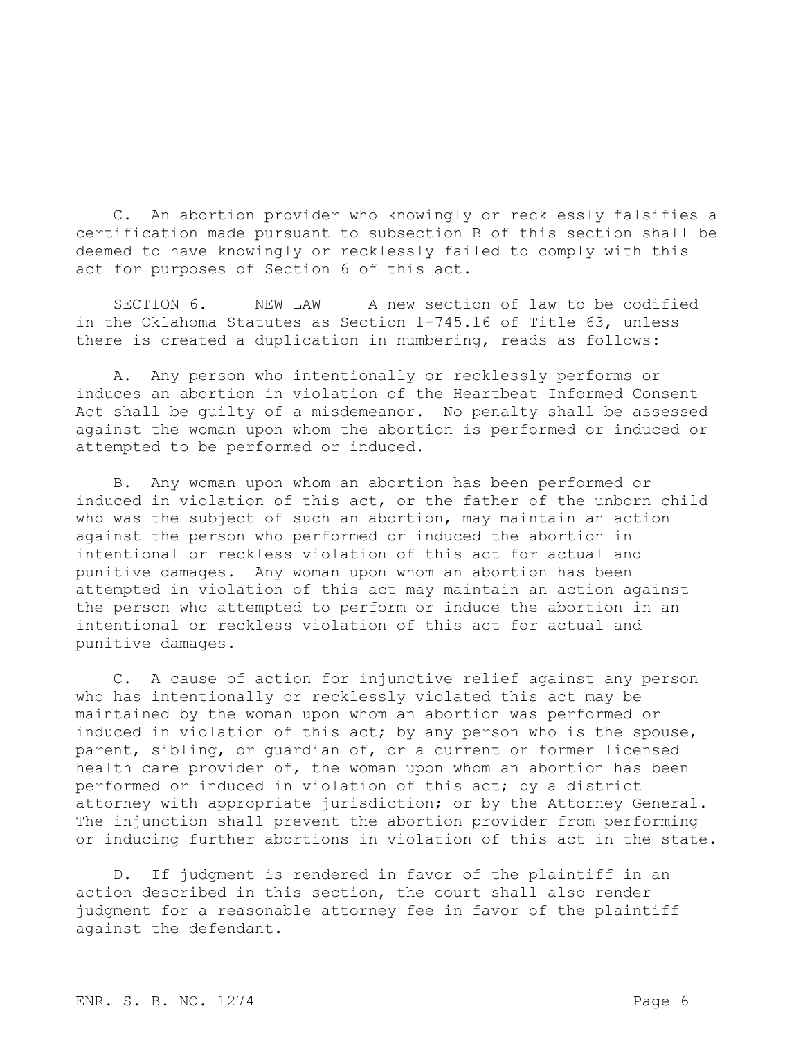C. An abortion provider who knowingly or recklessly falsifies a certification made pursuant to subsection B of this section shall be deemed to have knowingly or recklessly failed to comply with this act for purposes of Section 6 of this act.

SECTION 6. NEW LAW A new section of law to be codified in the Oklahoma Statutes as Section 1-745.16 of Title 63, unless there is created a duplication in numbering, reads as follows:

A. Any person who intentionally or recklessly performs or induces an abortion in violation of the Heartbeat Informed Consent Act shall be guilty of a misdemeanor. No penalty shall be assessed against the woman upon whom the abortion is performed or induced or attempted to be performed or induced.

B. Any woman upon whom an abortion has been performed or induced in violation of this act, or the father of the unborn child who was the subject of such an abortion, may maintain an action against the person who performed or induced the abortion in intentional or reckless violation of this act for actual and punitive damages. Any woman upon whom an abortion has been attempted in violation of this act may maintain an action against the person who attempted to perform or induce the abortion in an intentional or reckless violation of this act for actual and punitive damages.

C. A cause of action for injunctive relief against any person who has intentionally or recklessly violated this act may be maintained by the woman upon whom an abortion was performed or induced in violation of this act; by any person who is the spouse, parent, sibling, or guardian of, or a current or former licensed health care provider of, the woman upon whom an abortion has been performed or induced in violation of this act; by a district attorney with appropriate jurisdiction; or by the Attorney General. The injunction shall prevent the abortion provider from performing or inducing further abortions in violation of this act in the state.

D. If judgment is rendered in favor of the plaintiff in an action described in this section, the court shall also render judgment for a reasonable attorney fee in favor of the plaintiff against the defendant.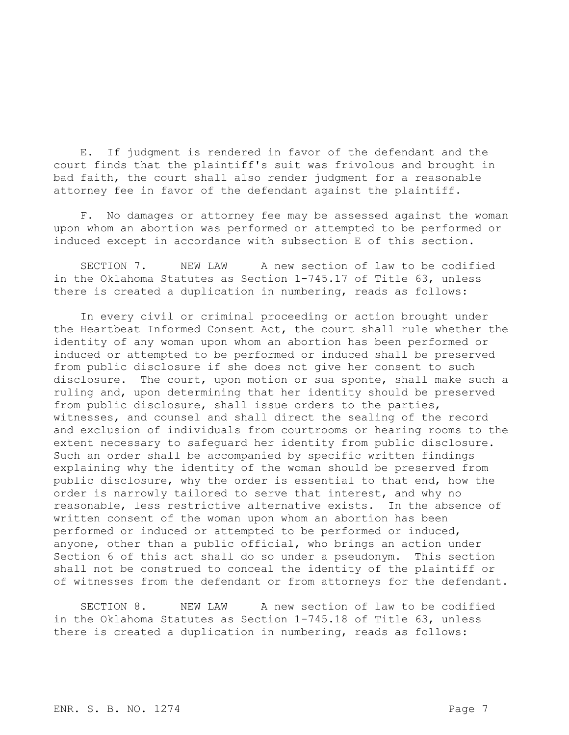E. If judgment is rendered in favor of the defendant and the court finds that the plaintiff's suit was frivolous and brought in bad faith, the court shall also render judgment for a reasonable attorney fee in favor of the defendant against the plaintiff.

F. No damages or attorney fee may be assessed against the woman upon whom an abortion was performed or attempted to be performed or induced except in accordance with subsection E of this section.

SECTION 7. NEW LAW A new section of law to be codified in the Oklahoma Statutes as Section 1-745.17 of Title 63, unless there is created a duplication in numbering, reads as follows:

In every civil or criminal proceeding or action brought under the Heartbeat Informed Consent Act, the court shall rule whether the identity of any woman upon whom an abortion has been performed or induced or attempted to be performed or induced shall be preserved from public disclosure if she does not give her consent to such disclosure. The court, upon motion or sua sponte, shall make such a ruling and, upon determining that her identity should be preserved from public disclosure, shall issue orders to the parties, witnesses, and counsel and shall direct the sealing of the record and exclusion of individuals from courtrooms or hearing rooms to the extent necessary to safeguard her identity from public disclosure. Such an order shall be accompanied by specific written findings explaining why the identity of the woman should be preserved from public disclosure, why the order is essential to that end, how the order is narrowly tailored to serve that interest, and why no reasonable, less restrictive alternative exists. In the absence of written consent of the woman upon whom an abortion has been performed or induced or attempted to be performed or induced, anyone, other than a public official, who brings an action under Section 6 of this act shall do so under a pseudonym. This section shall not be construed to conceal the identity of the plaintiff or of witnesses from the defendant or from attorneys for the defendant.

SECTION 8. NEW LAW A new section of law to be codified in the Oklahoma Statutes as Section 1-745.18 of Title 63, unless there is created a duplication in numbering, reads as follows: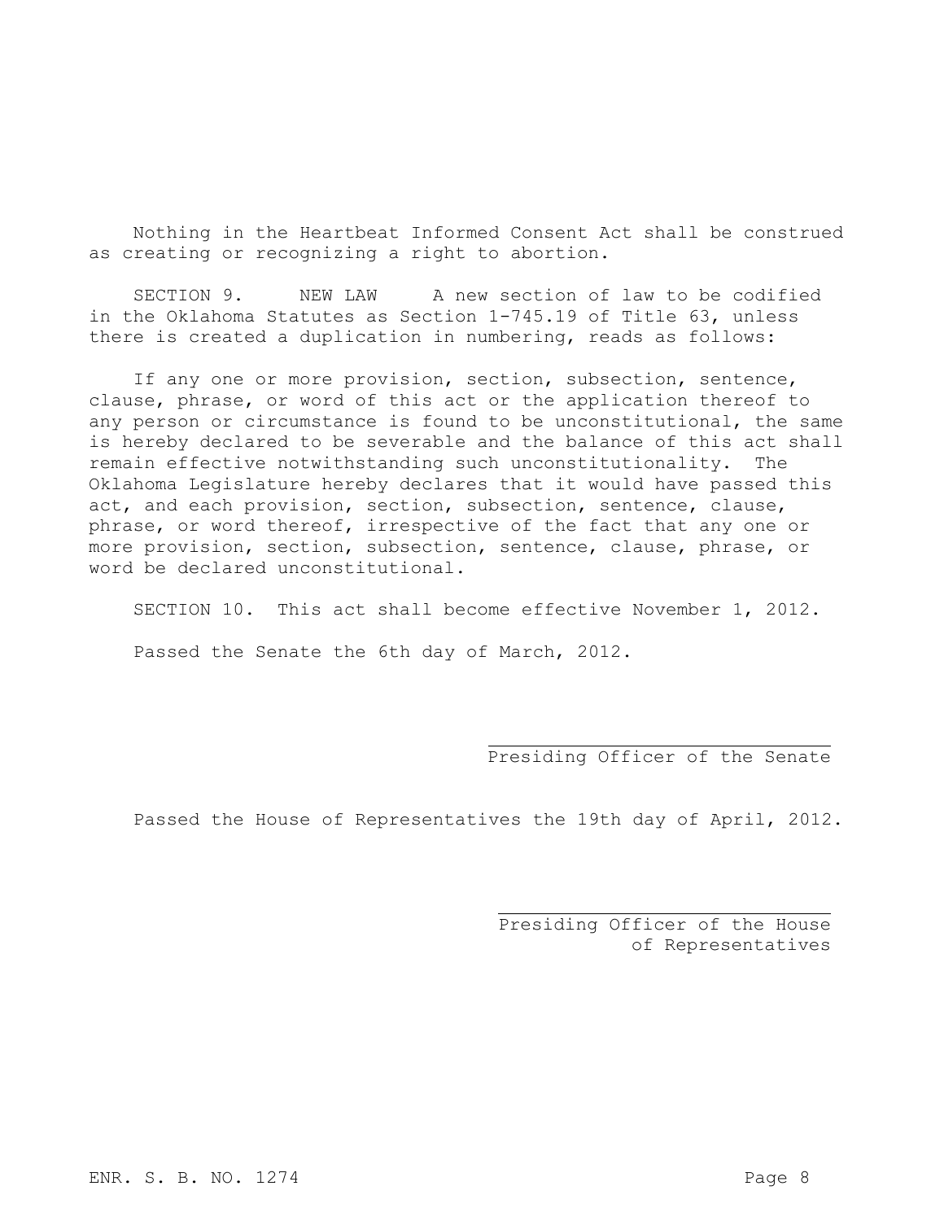Nothing in the Heartbeat Informed Consent Act shall be construed as creating or recognizing a right to abortion.

SECTION 9. NEW LAW A new section of law to be codified in the Oklahoma Statutes as Section 1-745.19 of Title 63, unless there is created a duplication in numbering, reads as follows:

If any one or more provision, section, subsection, sentence, clause, phrase, or word of this act or the application thereof to any person or circumstance is found to be unconstitutional, the same is hereby declared to be severable and the balance of this act shall remain effective notwithstanding such unconstitutionality. The Oklahoma Legislature hereby declares that it would have passed this act, and each provision, section, subsection, sentence, clause, phrase, or word thereof, irrespective of the fact that any one or more provision, section, subsection, sentence, clause, phrase, or word be declared unconstitutional.

SECTION 10. This act shall become effective November 1, 2012.

Passed the Senate the 6th day of March, 2012.

Presiding Officer of the Senate

Passed the House of Representatives the 19th day of April, 2012.

Presiding Officer of the House of Representatives